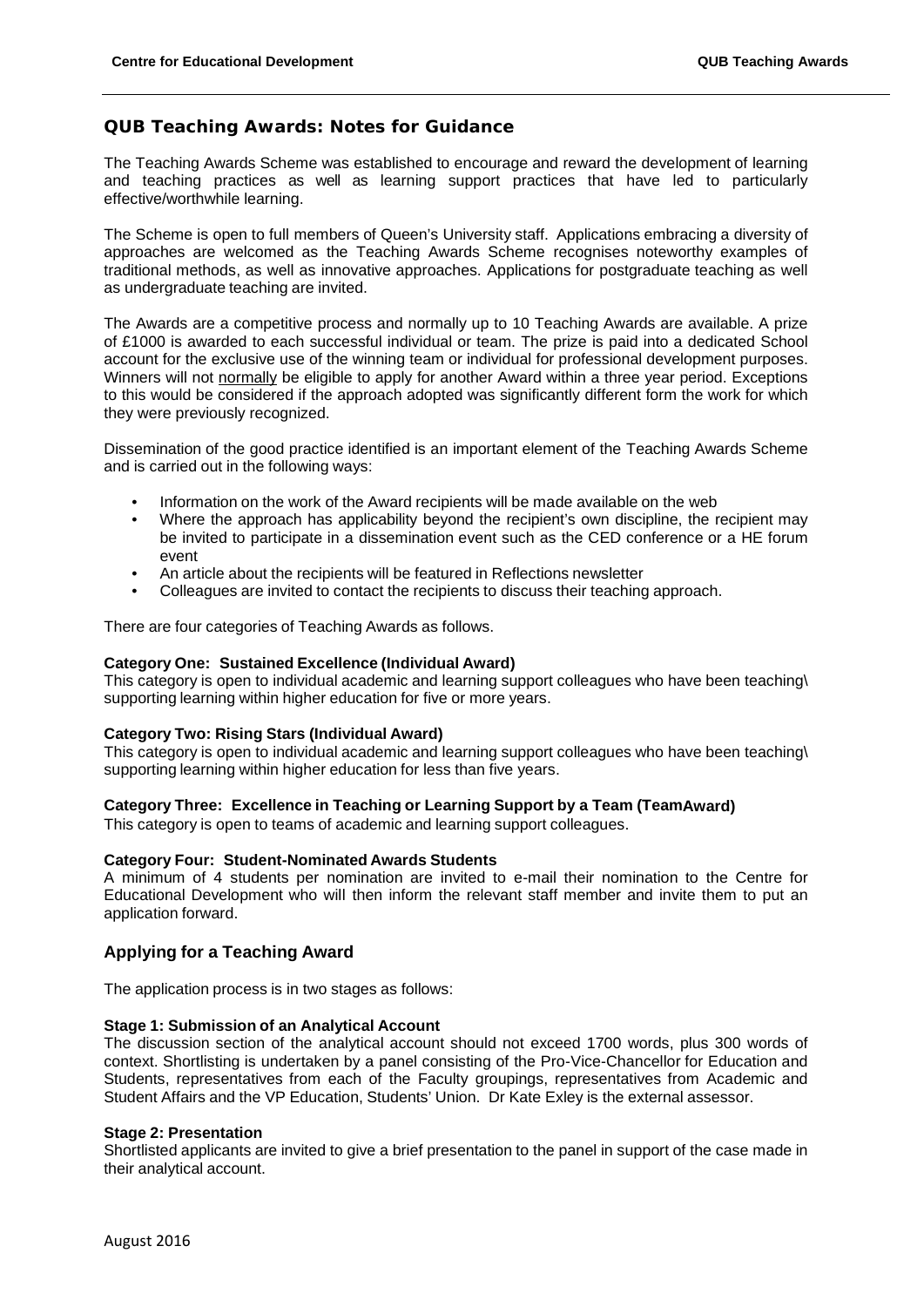# QUB Teaching Awards: Notes for Guidance

The Teaching Awards Scheme was established to encourage and reward the development of learning and teaching practices as well as learning support practices that have led to particularly effective/worthwhile learning.

The Scheme is open to full members of Queen's University staff. Applications embracing a diversity of approaches are welcomed as the Teaching Awards Scheme recognises noteworthy examples of traditional methods, as well as innovative approaches. Applications for postgraduate teaching as well as undergraduate teaching are invited.

The Awards are a competitive process and normally up to 10 Teaching Awards are available. A prize of £1000 is awarded to each successful individual or team. The prize is paid into a dedicated School account for the exclusive use of the winning team or individual for professional development purposes. Winners will not normally be eligible to apply for another Award within a three year period. Exceptions to this would be considered if the approach adopted was significantly different form the work for which they were previously recognized.

Dissemination of the good practice identified is an important element of the Teaching Awards Scheme and is carried out in the following ways:

- Information on the work of the Award recipients will be made available on the web
- Where the approach has applicability beyond the recipient's own discipline, the recipient may be invited to participate in a dissemination event such as the CED conference or a HE forum event
- An article about the recipients will be featured in Reflections newsletter
- Colleagues are invited to contact the recipients to discuss their teaching approach.

There are four categories of Teaching Awards as follows.

**Category One: Sustained Excellence (Individual Award)**
This category is open to individual academic and learning support colleagues who have been teaching\ supporting learning within higher education for five or more years.

**Category Two: Rising Stars (Individual Award)**
This category is open to individual academic and learning support colleagues who have been teaching\ supporting learning within higher education for less than five years.

**Category Three: Excellence in Teaching or Learning Support by a Team (TeamAward)**
This category is open to teams of academic and learning support colleagues.

**Category Four: Student-Nominated Awards Students**
A minimum of 4 students per nomination are invited to e-mail their nomination to the Centre for Educational Development who will then inform the relevant staff member and invite them to put an application forward.

## Applying for a Teaching Award

The application process is in two stages as follows:

**Stage 1: Submission of an Analytical Account**
The discussion section of the analytical account should not exceed 1700 words, plus 300 words of context. Shortlisting is undertaken by a panel consisting of the Pro-Vice-Chancellor for Education and Students, representatives from each of the Faculty groupings, representatives from Academic and Student Affairs and the VP Education, Students' Union. Dr Kate Exley is the external assessor.

**Stage 2: Presentation**
Shortlisted applicants are invited to give a brief presentation to the panel in support of the case made in their analytical account.

August 2016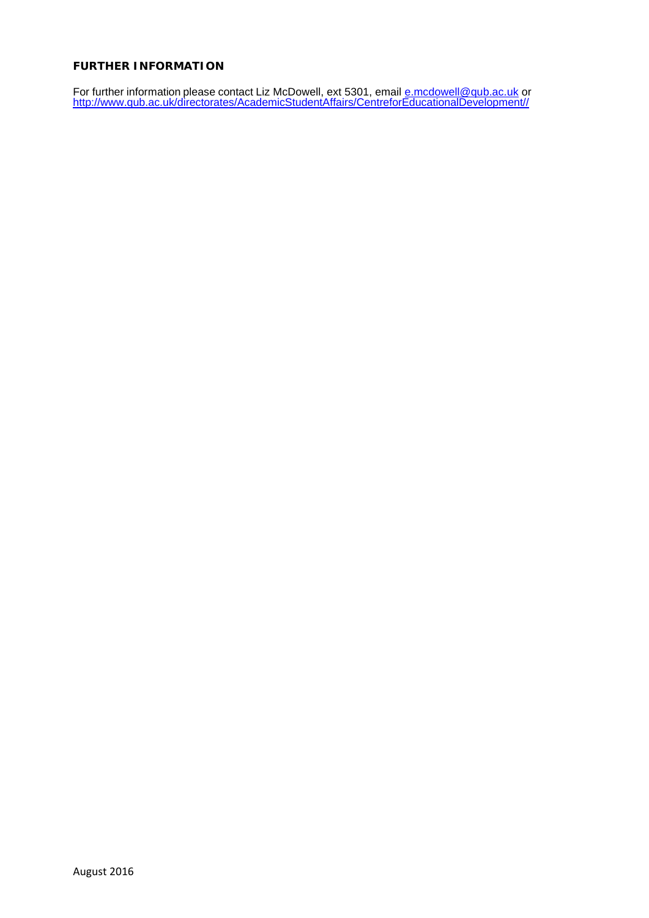## FURTHER INFORMATION

For further information please contact Liz McDowell, ext 5301, email [e.mcdowell@qub.ac.uk](mailto:e.mcdowell@qub.ac.uk) or [http://www.qub.ac.uk/directorates/AcademicStudentAffairs/CentreforEducationalDevelopment//](http://www.qub.ac.uk/directorates/AcademicStudentAffairs/CentreforEducationalDevelopment//)

August 2016